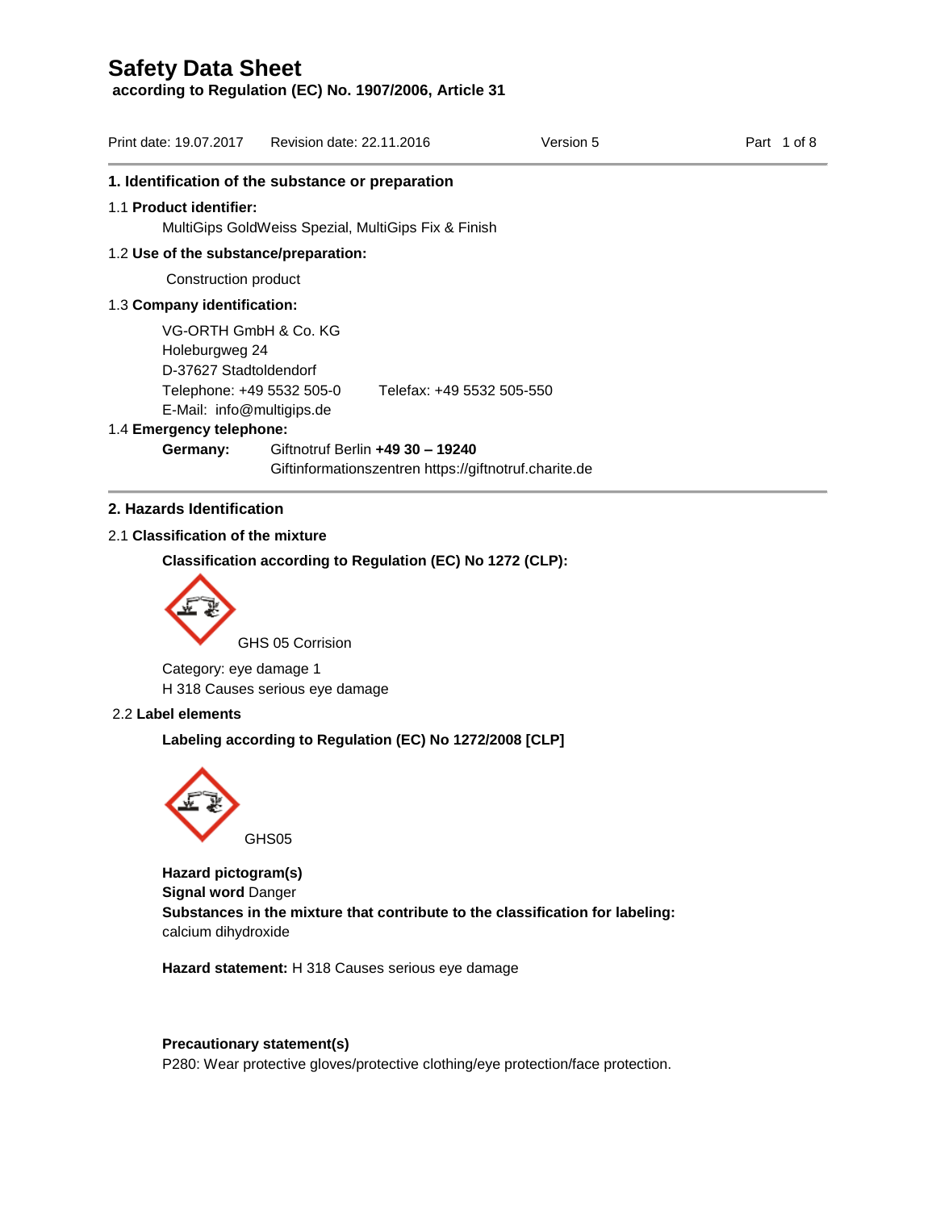# Safety Data Sheet

**according to Regulation (EC) No. 1907/2006, Article 31**

Print date: 19.07.2017 Revision date: 22.11.2016 Version 5

## 1. Identification of the substance or preparation

1.1 **Product identifier:**

MultiGips GoldWeiss Spezial, MultiGips Fix & Finish

1.2 **Use of the substance/preparation:**

Construction product

1.3 **Company identification:**

VG-ORTH GmbH & Co. KG
Holeburgweg 24
D-37627 Stadtoldendorf
Telephone: +49 5532 505-0 Telefax: +49 5532 505-550
E-Mail: info@multigips.de

1.4 **Emergency telephone:**

**Germany:** Giftnotruf Berlin **+49 30 – 19240**
Giftinformationszentren https://giftnotruf.charite.de

## 2. Hazards Identification

2.1 **Classification of the mixture**

**Classification according to Regulation (EC) No 1272 (CLP):**

GHS 05 Corrision

Category: eye damage 1
H 318 Causes serious eye damage

2.2 **Label elements**

**Labeling according to Regulation (EC) No 1272/2008 [CLP]**

GHS05

**Hazard pictogram(s)**
**Signal word** Danger
**Substances in the mixture that contribute to the classification for labeling:**
calcium dihydroxide

**Hazard statement:** H 318 Causes serious eye damage

**Precautionary statement(s)**
P280: Wear protective gloves/protective clothing/eye protection/face protection.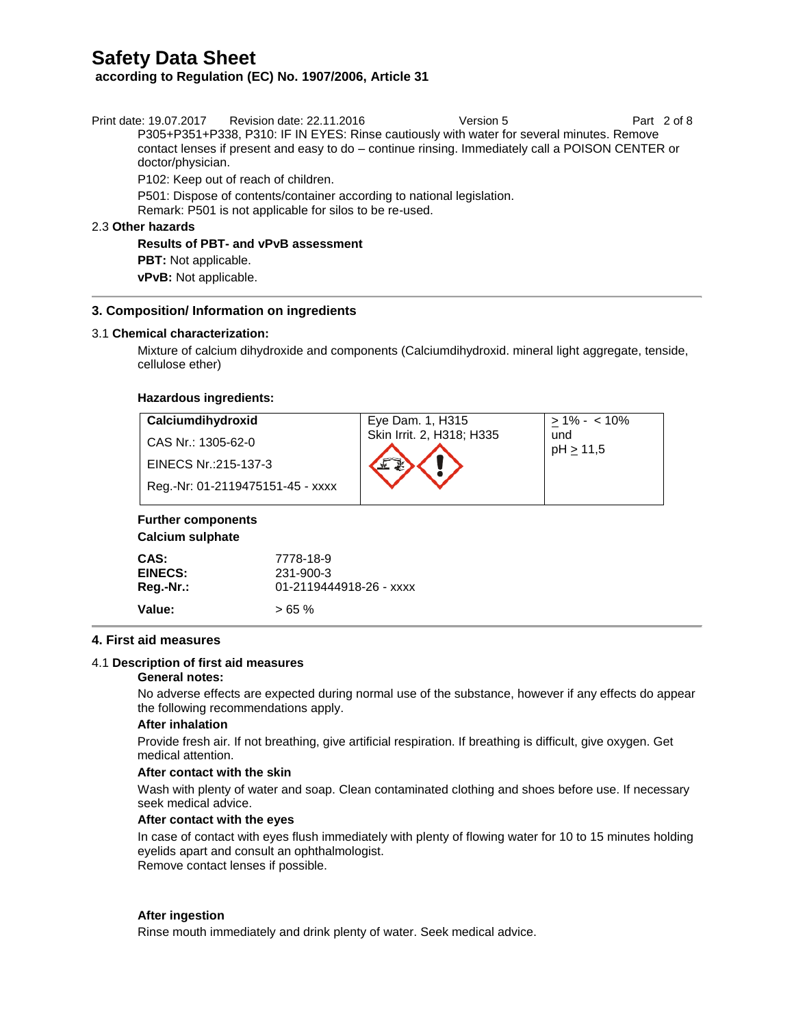P305+P351+P338, P310: IF IN EYES: Rinse cautiously with water for several minutes. Remove contact lenses if present and easy to do – continue rinsing. Immediately call a POISON CENTER or doctor/physician.

P102: Keep out of reach of children.

P501: Dispose of contents/container according to national legislation.
Remark: P501 is not applicable for silos to be re-used.

2.3 **Other hazards**

**Results of PBT- and vPvB assessment**

**PBT:** Not applicable.

**vPvB:** Not applicable.

## 3. Composition/ Information on ingredients

3.1 **Chemical characterization:**

Mixture of calcium dihydroxide and components (Calciumdihydroxid. mineral light aggregate, tenside, cellulose ether)

**Hazardous ingredients:**

| **Calciumdihydroxid**<br>CAS Nr.: 1305-62-0<br>EINECS Nr.:215-137-3<br>Reg.-Nr: 01-2119475151-45 - xxxx | Eye Dam. 1, H315<br>Skin Irrit. 2, H318; H335 | ≥ 1% - < 10%<br>und<br>pH ≥ 11,5 |
|---|---|---|

**Further components**

**Calcium sulphate**

| | |
|---|---|
| **CAS:** | 7778-18-9 |
| **EINECS:** | 231-900-3 |
| **Reg.-Nr.:** | 01-2119444918-26 - xxxx |
| **Value:** | > 65 % |

## 4. First aid measures

4.1 **Description of first aid measures**

**General notes:**

No adverse effects are expected during normal use of the substance, however if any effects do appear the following recommendations apply.

**After inhalation**

Provide fresh air. If not breathing, give artificial respiration. If breathing is difficult, give oxygen. Get medical attention.

**After contact with the skin**

Wash with plenty of water and soap. Clean contaminated clothing and shoes before use. If necessary seek medical advice.

**After contact with the eyes**

In case of contact with eyes flush immediately with plenty of flowing water for 10 to 15 minutes holding eyelids apart and consult an ophthalmologist.
Remove contact lenses if possible.

**After ingestion**

Rinse mouth immediately and drink plenty of water. Seek medical advice.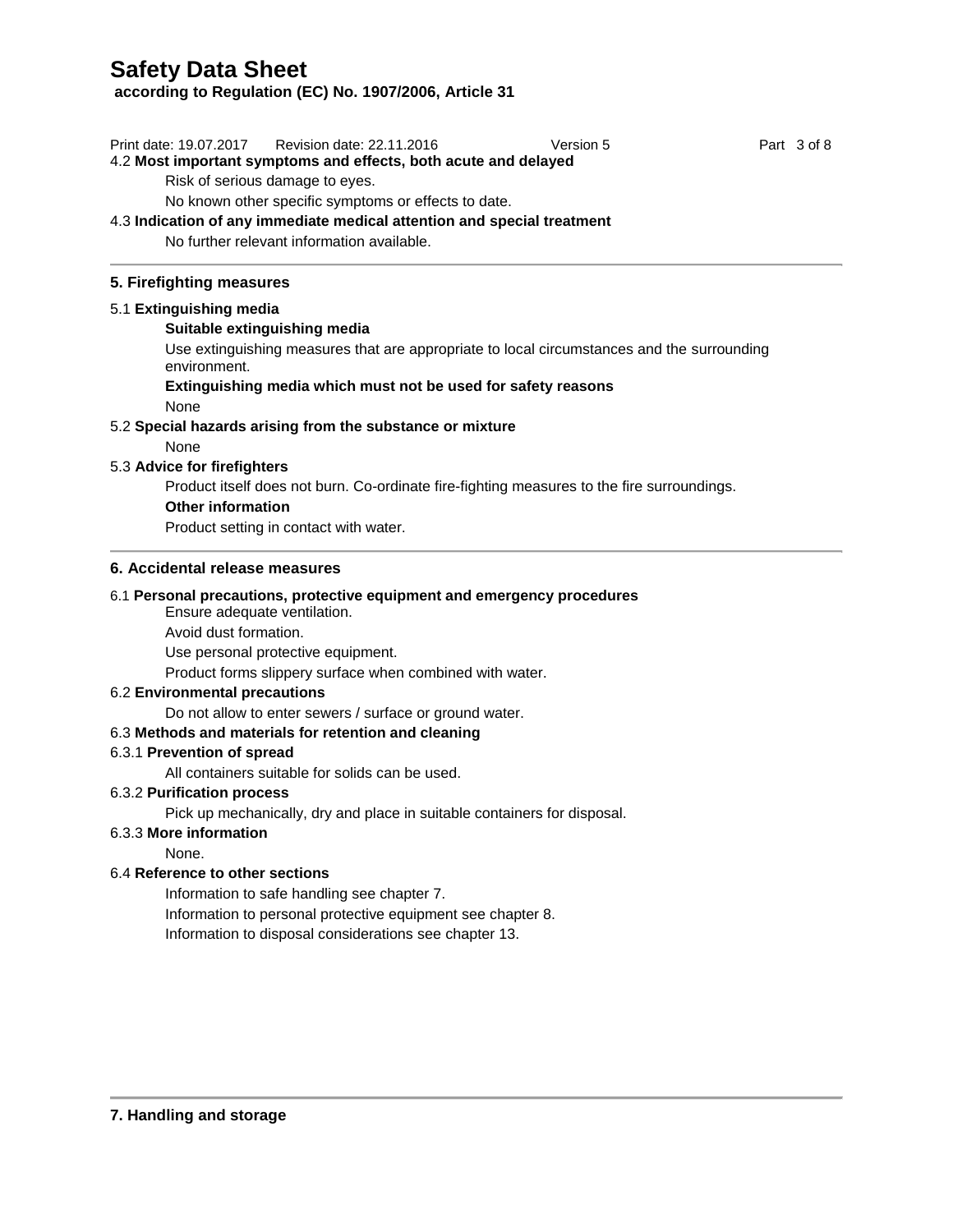4.2 **Most important symptoms and effects, both acute and delayed**

Risk of serious damage to eyes.

No known other specific symptoms or effects to date.

4.3 **Indication of any immediate medical attention and special treatment**

No further relevant information available.

## 5. Firefighting measures

5.1 **Extinguishing media**

**Suitable extinguishing media**

Use extinguishing measures that are appropriate to local circumstances and the surrounding environment.

**Extinguishing media which must not be used for safety reasons**

None

5.2 **Special hazards arising from the substance or mixture**

None

5.3 **Advice for firefighters**

Product itself does not burn. Co-ordinate fire-fighting measures to the fire surroundings.

**Other information**

Product setting in contact with water.

## 6. Accidental release measures

6.1 **Personal precautions, protective equipment and emergency procedures**

Ensure adequate ventilation.

Avoid dust formation.

Use personal protective equipment.

Product forms slippery surface when combined with water.

6.2 **Environmental precautions**

Do not allow to enter sewers / surface or ground water.

6.3 **Methods and materials for retention and cleaning**

6.3.1 **Prevention of spread**

All containers suitable for solids can be used.

6.3.2 **Purification process**

Pick up mechanically, dry and place in suitable containers for disposal.

6.3.3 **More information**

None.

6.4 **Reference to other sections**

Information to safe handling see chapter 7.

Information to personal protective equipment see chapter 8.

Information to disposal considerations see chapter 13.

## 7. Handling and storage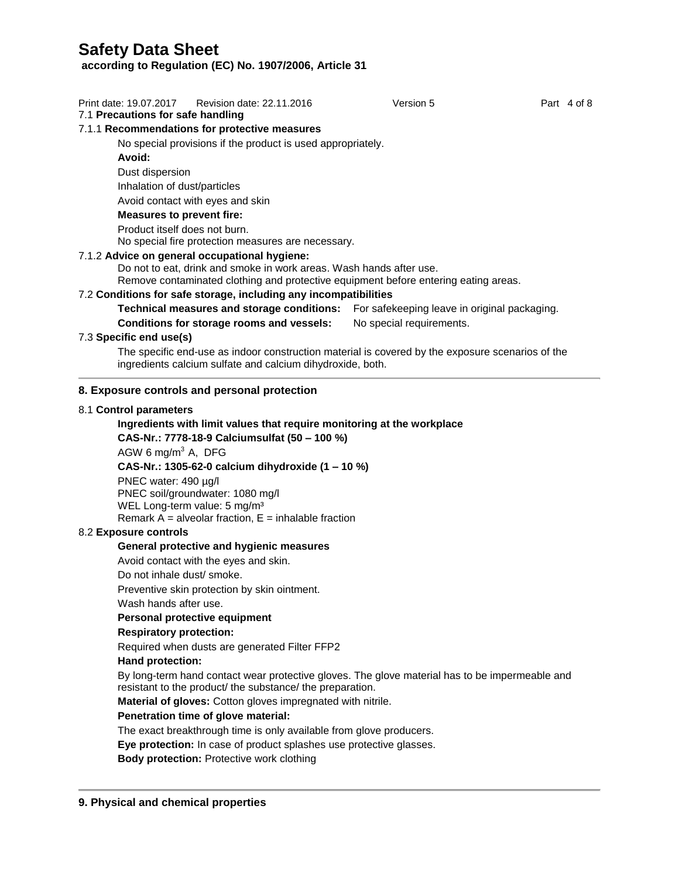7.1 **Precautions for safe handling**

7.1.1 **Recommendations for protective measures**

No special provisions if the product is used appropriately.

**Avoid:**

Dust dispersion

Inhalation of dust/particles

Avoid contact with eyes and skin

**Measures to prevent fire:**

Product itself does not burn.
No special fire protection measures are necessary.

7.1.2 **Advice on general occupational hygiene:**

Do not to eat, drink and smoke in work areas. Wash hands after use.
Remove contaminated clothing and protective equipment before entering eating areas.

7.2 **Conditions for safe storage, including any incompatibilities**

**Technical measures and storage conditions:** For safekeeping leave in original packaging.

**Conditions for storage rooms and vessels:** No special requirements.

7.3 **Specific end use(s)**

The specific end-use as indoor construction material is covered by the exposure scenarios of the ingredients calcium sulfate and calcium dihydroxide, both.

## 8. Exposure controls and personal protection

8.1 **Control parameters**

**Ingredients with limit values that require monitoring at the workplace**

**CAS-Nr.: 7778-18-9 Calciumsulfat (50 – 100 %)**

AGW 6 mg/m$^3$ A, DFG

**CAS-Nr.: 1305-62-0 calcium dihydroxide (1 – 10 %)**

PNEC water: 490 µg/l
PNEC soil/groundwater: 1080 mg/l
WEL Long-term value: 5 mg/m$^3$
Remark A = alveolar fraction, E = inhalable fraction

8.2 **Exposure controls**

**General protective and hygienic measures**

Avoid contact with the eyes and skin.

Do not inhale dust/ smoke.

Preventive skin protection by skin ointment.

Wash hands after use.

**Personal protective equipment**

**Respiratory protection:**

Required when dusts are generated Filter FFP2

**Hand protection:**

By long-term hand contact wear protective gloves. The glove material has to be impermeable and resistant to the product/ the substance/ the preparation.

**Material of gloves:** Cotton gloves impregnated with nitrile.

**Penetration time of glove material:**

The exact breakthrough time is only available from glove producers.

**Eye protection:** In case of product splashes use protective glasses.

**Body protection:** Protective work clothing

## 9. Physical and chemical properties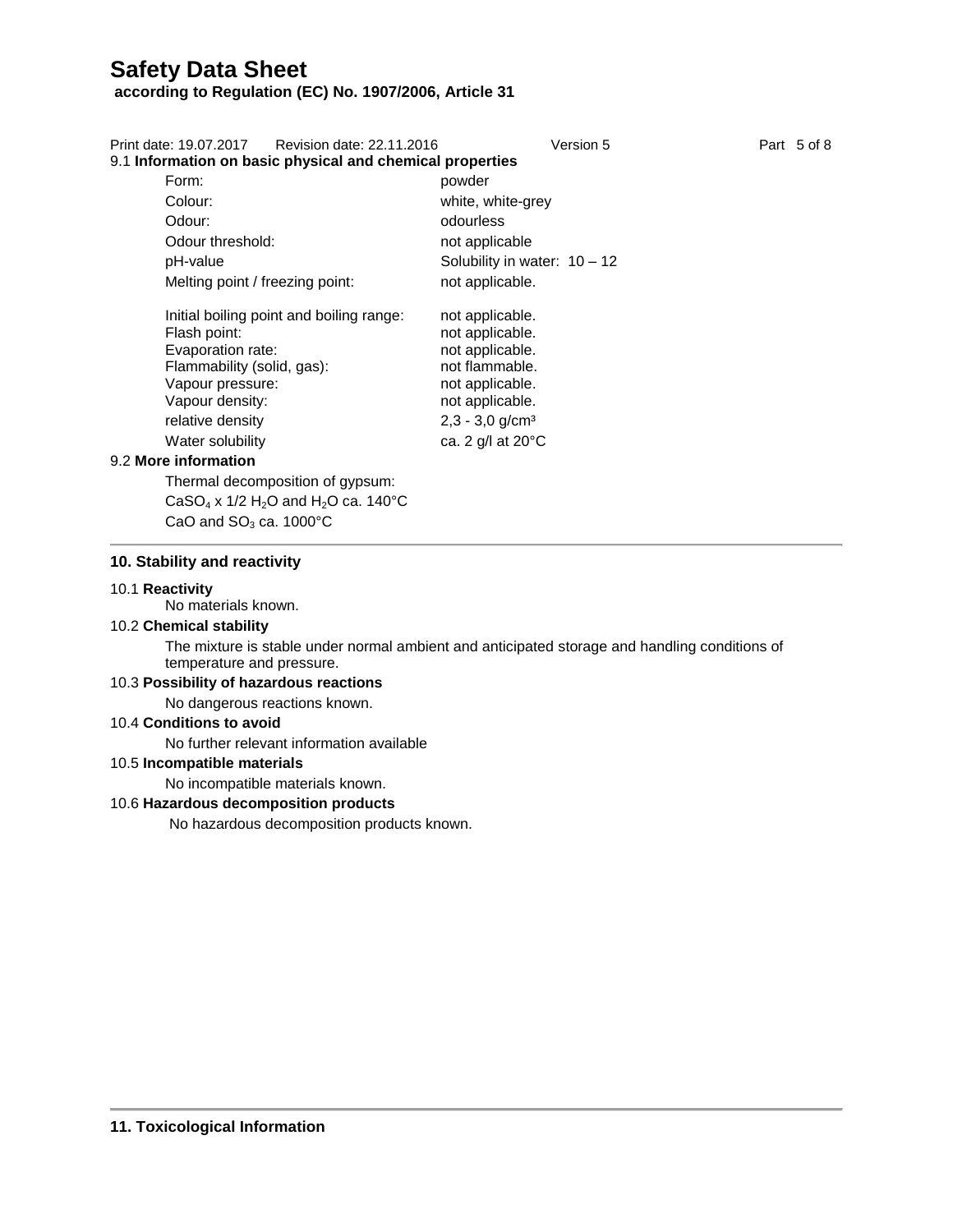### 9.1 Information on basic physical and chemical properties

| | |
|---|---|
| Form: | powder |
| Colour: | white, white-grey |
| Odour: | odourless |
| Odour threshold: | not applicable |
| pH-value | Solubility in water: 10 – 12 |
| Melting point / freezing point: | not applicable. |
| Initial boiling point and boiling range: | not applicable. |
| Flash point: | not applicable. |
| Evaporation rate: | not applicable. |
| Flammability (solid, gas): | not flammable. |
| Vapour pressure: | not applicable. |
| Vapour density: | not applicable. |
| relative density | 2,3 - 3,0 g/cm³ |
| Water solubility | ca. 2 g/l at 20°C |

### 9.2 More information

Thermal decomposition of gypsum:

$CaSO_4$ x 1/2 $H_2O$ and $H_2O$ ca. 140°C

$CaO$ and $SO_3$ ca. 1000°C

## 10. Stability and reactivity

### 10.1 Reactivity

No materials known.

### 10.2 Chemical stability

The mixture is stable under normal ambient and anticipated storage and handling conditions of temperature and pressure.

### 10.3 Possibility of hazardous reactions

No dangerous reactions known.

### 10.4 Conditions to avoid

No further relevant information available

### 10.5 Incompatible materials

No incompatible materials known.

### 10.6 Hazardous decomposition products

No hazardous decomposition products known.

## 11. Toxicological Information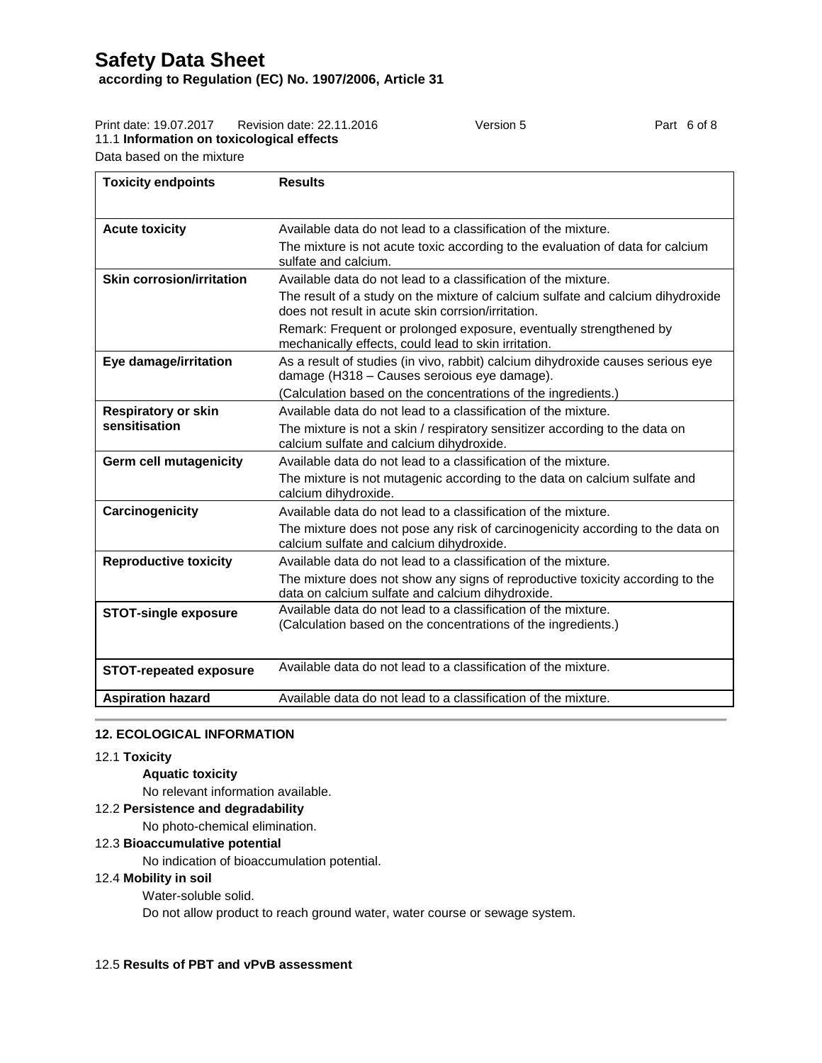11.1 **Information on toxicological effects**

Data based on the mixture

| **Toxicity endpoints** | **Results** |
| --- | --- |
| **Acute toxicity** | Available data do not lead to a classification of the mixture.<br>The mixture is not acute toxic according to the evaluation of data for calcium sulfate and calcium. |
| **Skin corrosion/irritation** | Available data do not lead to a classification of the mixture.<br>The result of a study on the mixture of calcium sulfate and calcium dihydroxide does not result in acute skin corrsion/irritation.<br>Remark: Frequent or prolonged exposure, eventually strengthened by mechanically effects, could lead to skin irritation. |
| **Eye damage/irritation** | As a result of studies (in vivo, rabbit) calcium dihydroxide causes serious eye damage (H318 – Causes seroious eye damage).<br>(Calculation based on the concentrations of the ingredients.) |
| **Respiratory or skin sensitisation** | Available data do not lead to a classification of the mixture.<br>The mixture is not a skin / respiratory sensitizer according to the data on calcium sulfate and calcium dihydroxide. |
| **Germ cell mutagenicity** | Available data do not lead to a classification of the mixture.<br>The mixture is not mutagenic according to the data on calcium sulfate and calcium dihydroxide. |
| **Carcinogenicity** | Available data do not lead to a classification of the mixture.<br>The mixture does not pose any risk of carcinogenicity according to the data on calcium sulfate and calcium dihydroxide. |
| **Reproductive toxicity** | Available data do not lead to a classification of the mixture.<br>The mixture does not show any signs of reproductive toxicity according to the data on calcium sulfate and calcium dihydroxide. |
| **STOT-single exposure** | Available data do not lead to a classification of the mixture.<br>(Calculation based on the concentrations of the ingredients.) |
| **STOT-repeated exposure** | Available data do not lead to a classification of the mixture. |
| **Aspiration hazard** | Available data do not lead to a classification of the mixture. |

## 12. ECOLOGICAL INFORMATION

12.1 **Toxicity**

**Aquatic toxicity**

No relevant information available.

12.2 **Persistence and degradability**

No photo-chemical elimination.

12.3 **Bioaccumulative potential**

No indication of bioaccumulation potential.

12.4 **Mobility in soil**

Water-soluble solid.

Do not allow product to reach ground water, water course or sewage system.

12.5 **Results of PBT and vPvB assessment**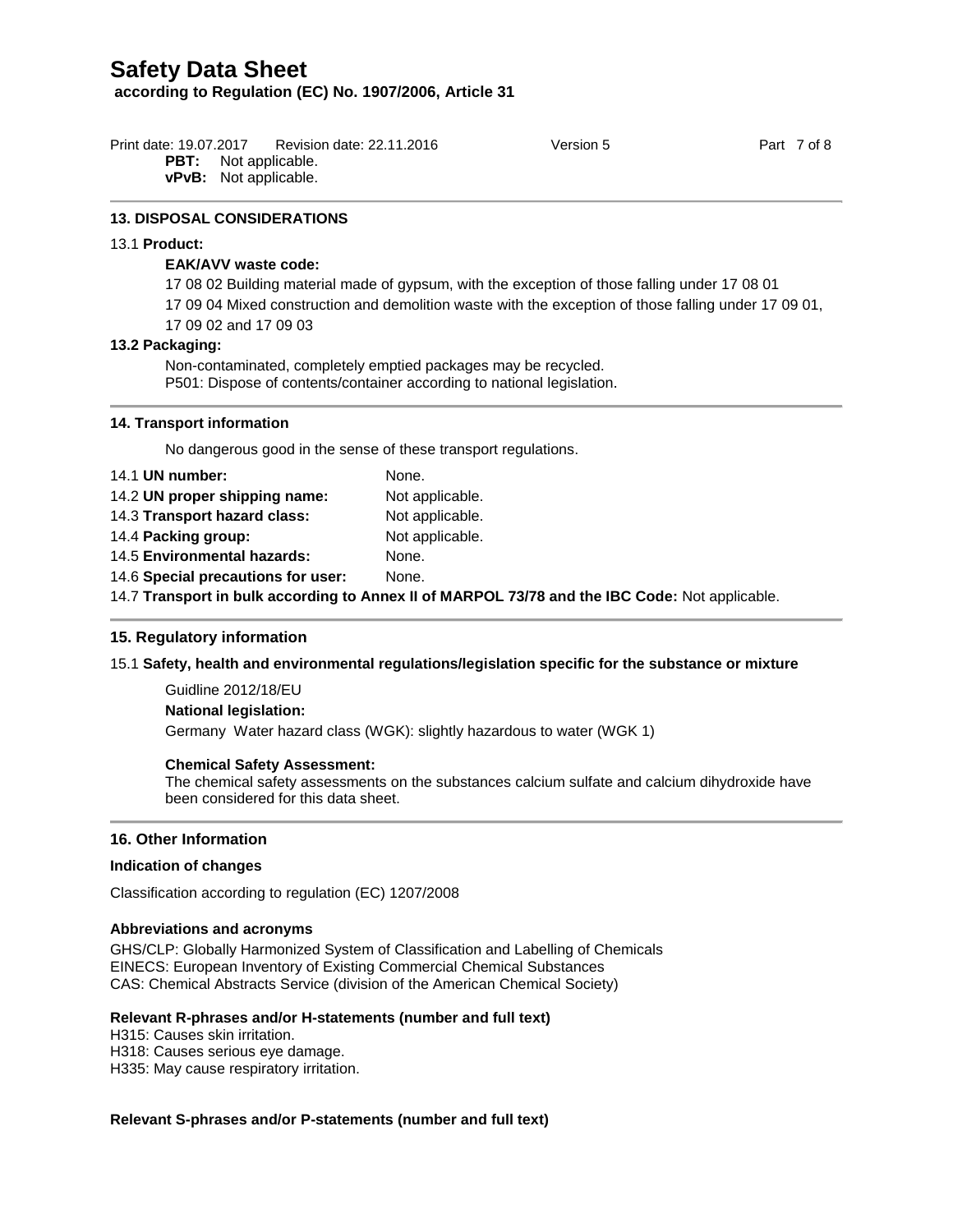**PBT:** Not applicable.
**vPvB:** Not applicable.

## 13. DISPOSAL CONSIDERATIONS

13.1 **Product:**

**EAK/AVV waste code:**

17 08 02 Building material made of gypsum, with the exception of those falling under 17 08 01

17 09 04 Mixed construction and demolition waste with the exception of those falling under 17 09 01, 17 09 02 and 17 09 03

**13.2 Packaging:**

Non-contaminated, completely emptied packages may be recycled.
P501: Dispose of contents/container according to national legislation.

## 14. Transport information

No dangerous good in the sense of these transport regulations.

| | |
|---|---|
| 14.1 **UN number:** | None. |
| 14.2 **UN proper shipping name:** | Not applicable. |
| 14.3 **Transport hazard class:** | Not applicable. |
| 14.4 **Packing group:** | Not applicable. |
| 14.5 **Environmental hazards:** | None. |
| 14.6 **Special precautions for user:** | None. |

14.7 **Transport in bulk according to Annex II of MARPOL 73/78 and the IBC Code:** Not applicable.

## 15. Regulatory information

15.1 **Safety, health and environmental regulations/legislation specific for the substance or mixture**

Guidline 2012/18/EU

**National legislation:**

Germany Water hazard class (WGK): slightly hazardous to water (WGK 1)

**Chemical Safety Assessment:**

The chemical safety assessments on the substances calcium sulfate and calcium dihydroxide have been considered for this data sheet.

## 16. Other Information

**Indication of changes**

Classification according to regulation (EC) 1207/2008

**Abbreviations and acronyms**

GHS/CLP: Globally Harmonized System of Classification and Labelling of Chemicals
EINECS: European Inventory of Existing Commercial Chemical Substances
CAS: Chemical Abstracts Service (division of the American Chemical Society)

**Relevant R-phrases and/or H-statements (number and full text)**

H315: Causes skin irritation.
H318: Causes serious eye damage.
H335: May cause respiratory irritation.

**Relevant S-phrases and/or P-statements (number and full text)**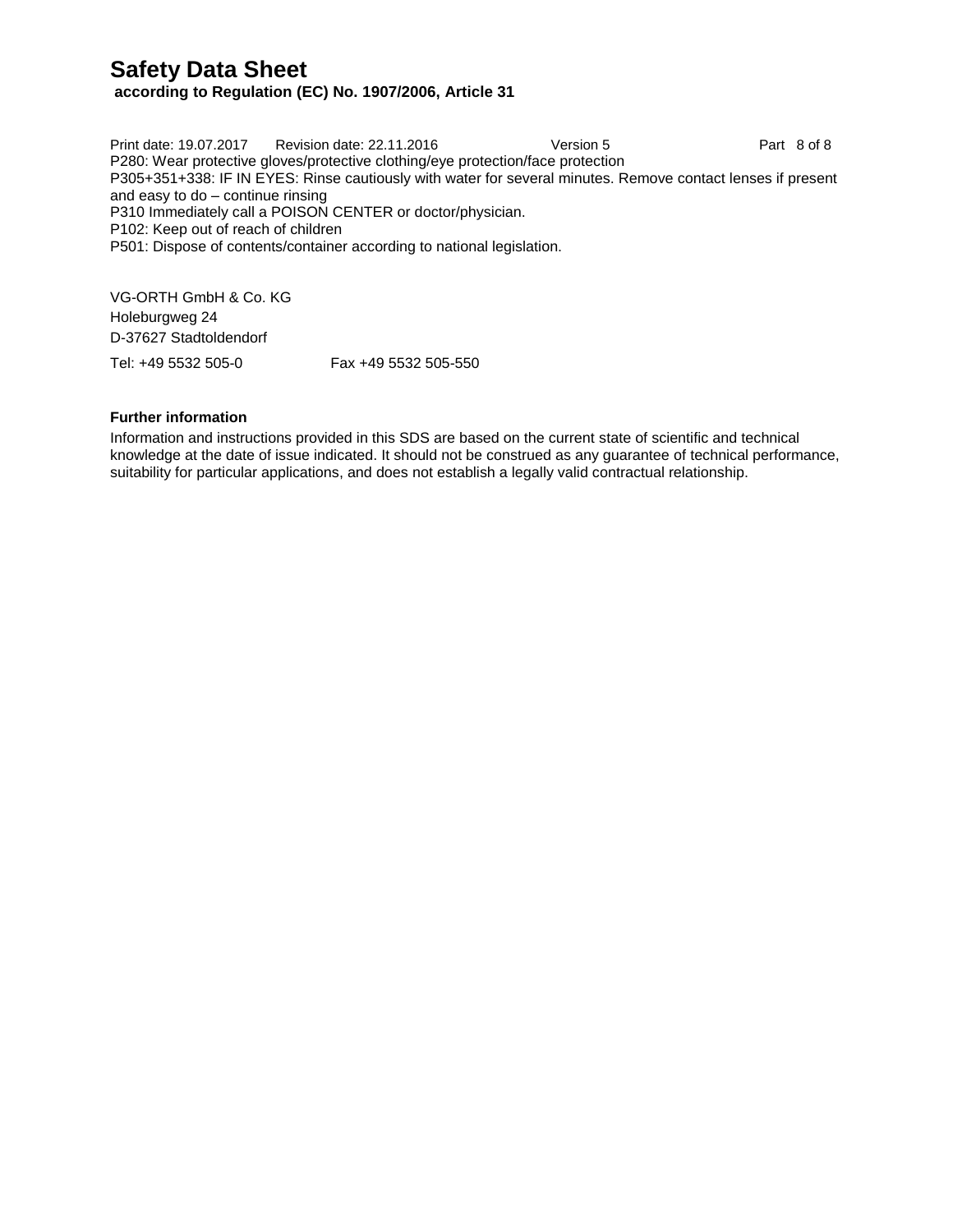P280: Wear protective gloves/protective clothing/eye protection/face protection
P305+351+338: IF IN EYES: Rinse cautiously with water for several minutes. Remove contact lenses if present and easy to do – continue rinsing
P310 Immediately call a POISON CENTER or doctor/physician.
P102: Keep out of reach of children
P501: Dispose of contents/container according to national legislation.

VG-ORTH GmbH & Co. KG
Holeburgweg 24
D-37627 Stadtoldendorf

Tel: +49 5532 505-0 Fax +49 5532 505-550

**Further information**

Information and instructions provided in this SDS are based on the current state of scientific and technical knowledge at the date of issue indicated. It should not be construed as any guarantee of technical performance, suitability for particular applications, and does not establish a legally valid contractual relationship.